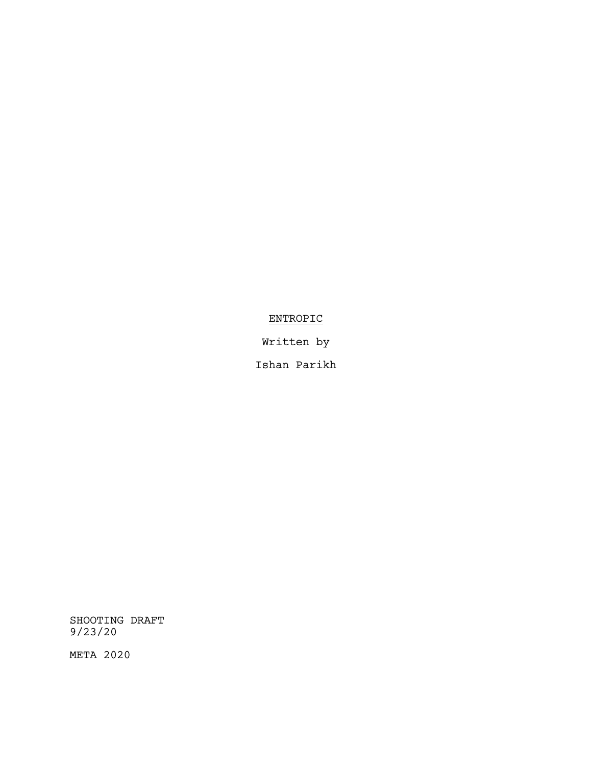# ENTROPIC

Written by

Ishan Parikh

SHOOTING DRAFT
9/23/20

META 2020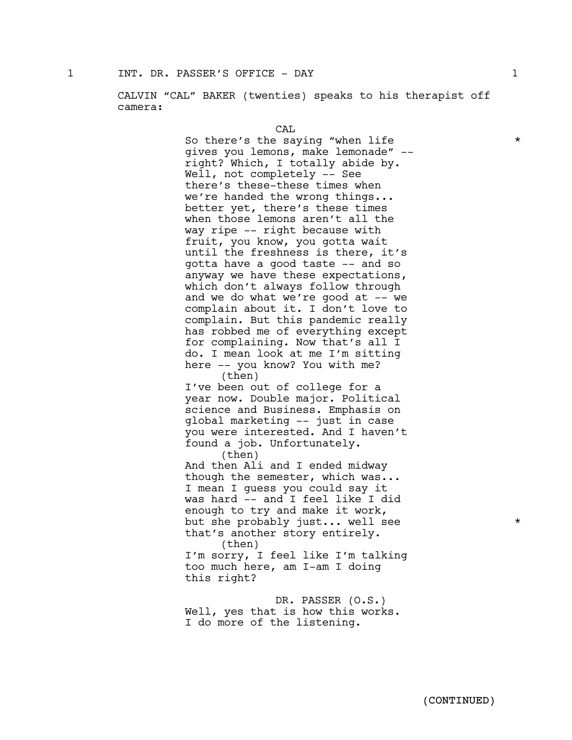1 INT. DR. PASSER'S OFFICE - DAY 1

CALVIN "CAL" BAKER (twenties) speaks to his therapist off camera:

CAL

So there's the saying "when life gives you lemons, make lemonade" -- right? Which, I totally abide by. Well, not completely -- See there's these-these times when we're handed the wrong things... better yet, there's these times when those lemons aren't all the way ripe -- right because with fruit, you know, you gotta wait until the freshness is there, it's gotta have a good taste -- and so anyway we have these expectations, which don't always follow through and we do what we're good at -- we complain about it. I don't love to complain. But this pandemic really has robbed me of everything except for complaining. Now that's all I do. I mean look at me I'm sitting here -- you know? You with me? *

(then)

I've been out of college for a year now. Double major. Political science and Business. Emphasis on global marketing -- just in case you were interested. And I haven't found a job. Unfortunately.

(then)

And then Ali and I ended midway though the semester, which was... I mean I guess you could say it was hard -- and I feel like I did enough to try and make it work, but she probably just... well see that's another story entirely. *

(then)

I'm sorry, I feel like I'm talking too much here, am I-am I doing this right?

DR. PASSER (O.S.)

Well, yes that is how this works. I do more of the listening.

(CONTINUED)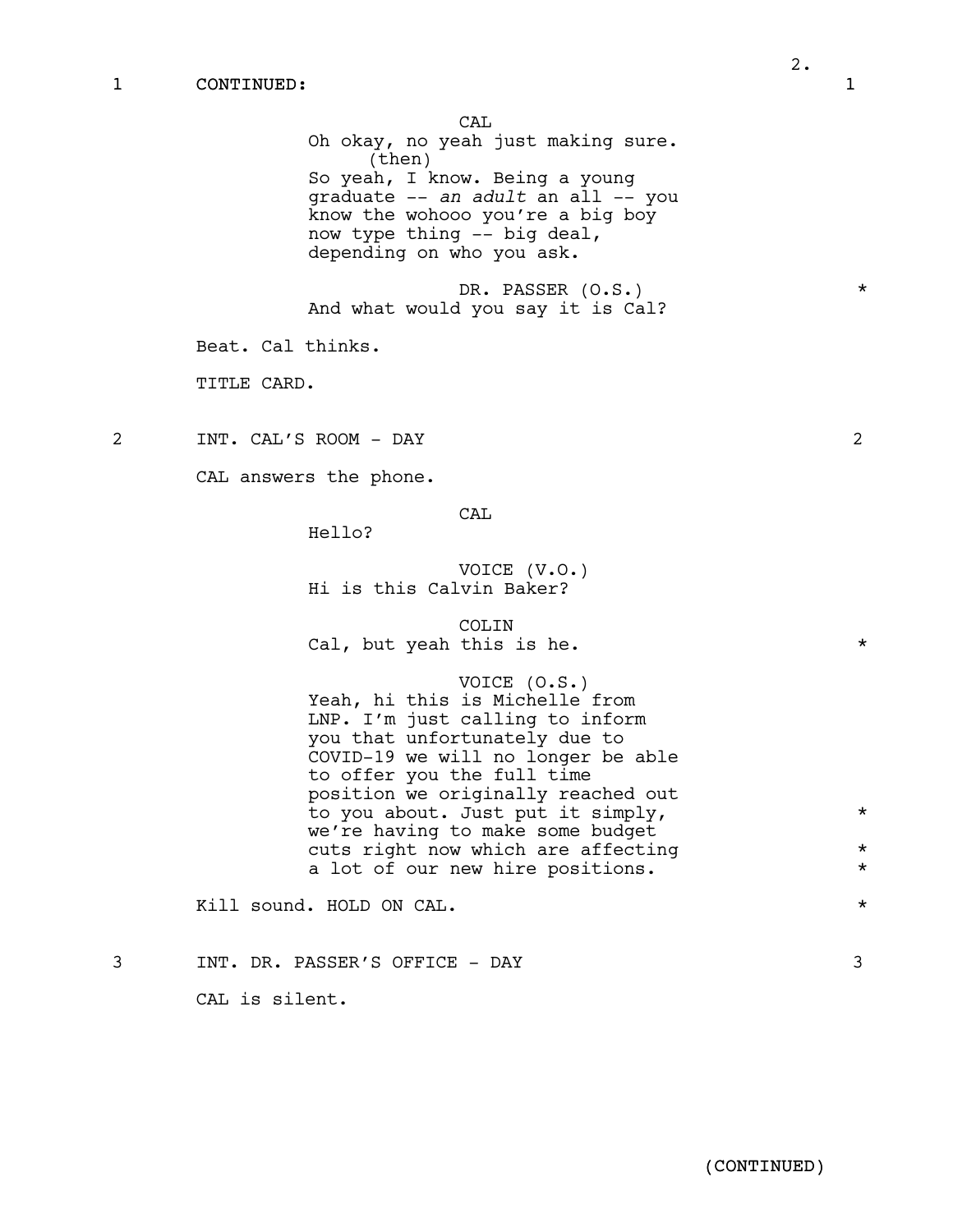1 CONTINUED: 1

CAL

Oh okay, no yeah just making sure.

(then)

So yeah, I know. Being a young graduate -- *an adult* an all -- you know the wohooo you're a big boy now type thing -- big deal, depending on who you ask.

DR. PASSER (O.S.) *

And what would you say it is Cal?

Beat. Cal thinks.

TITLE CARD.

2 INT. CAL'S ROOM - DAY 2

CAL answers the phone.

CAL

Hello?

VOICE (V.O.)

Hi is this Calvin Baker?

COLIN

Cal, but yeah this is he. *

VOICE (O.S.)

Yeah, hi this is Michelle from LNP. I'm just calling to inform you that unfortunately due to COVID-19 we will no longer be able to offer you the full time position we originally reached out to you about. Just put it simply, we're having to make some budget cuts right now which are affecting a lot of our new hire positions. *

Kill sound. HOLD ON CAL. *

3 INT. DR. PASSER'S OFFICE - DAY 3

CAL is silent.

(CONTINUED)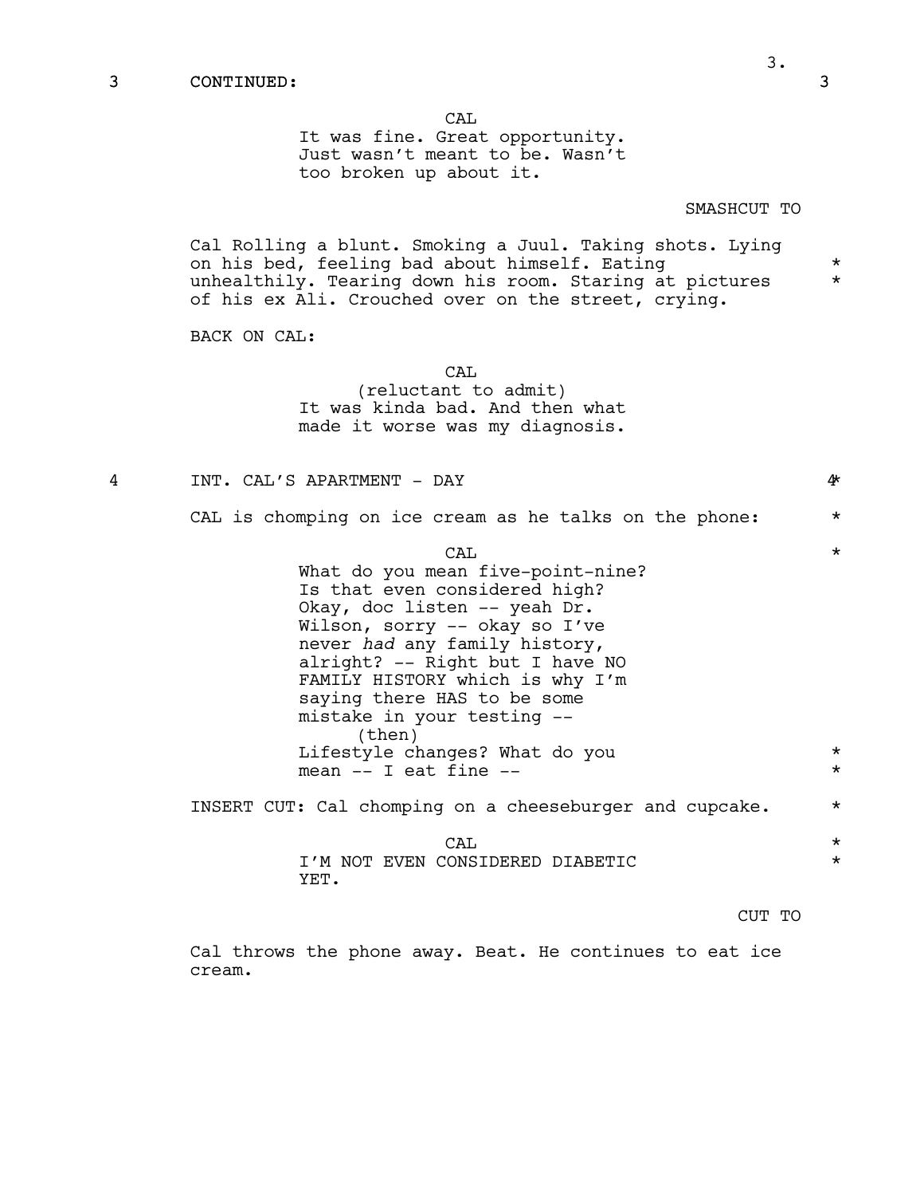3 CONTINUED: 3

CAL
It was fine. Great opportunity. Just wasn't meant to be. Wasn't too broken up about it.

SMASHCUT TO

Cal Rolling a blunt. Smoking a Juul. Taking shots. Lying on his bed, feeling bad about himself. Eating unhealthily. Tearing down his room. Staring at pictures of his ex Ali. Crouched over on the street, crying.

BACK ON CAL:

CAL
(reluctant to admit)
It was kinda bad. And then what made it worse was my diagnosis.

4 INT. CAL'S APARTMENT - DAY 4

CAL is chomping on ice cream as he talks on the phone:

CAL
What do you mean five-point-nine? Is that even considered high? Okay, doc listen -- yeah Dr. Wilson, sorry -- okay so I've never *had* any family history, alright? -- Right but I have NO FAMILY HISTORY which is why I'm saying there HAS to be some mistake in your testing --
(then)
Lifestyle changes? What do you mean -- I eat fine --

INSERT CUT: Cal chomping on a cheeseburger and cupcake.

CAL
I'M NOT EVEN CONSIDERED DIABETIC YET.

CUT TO

Cal throws the phone away. Beat. He continues to eat ice cream.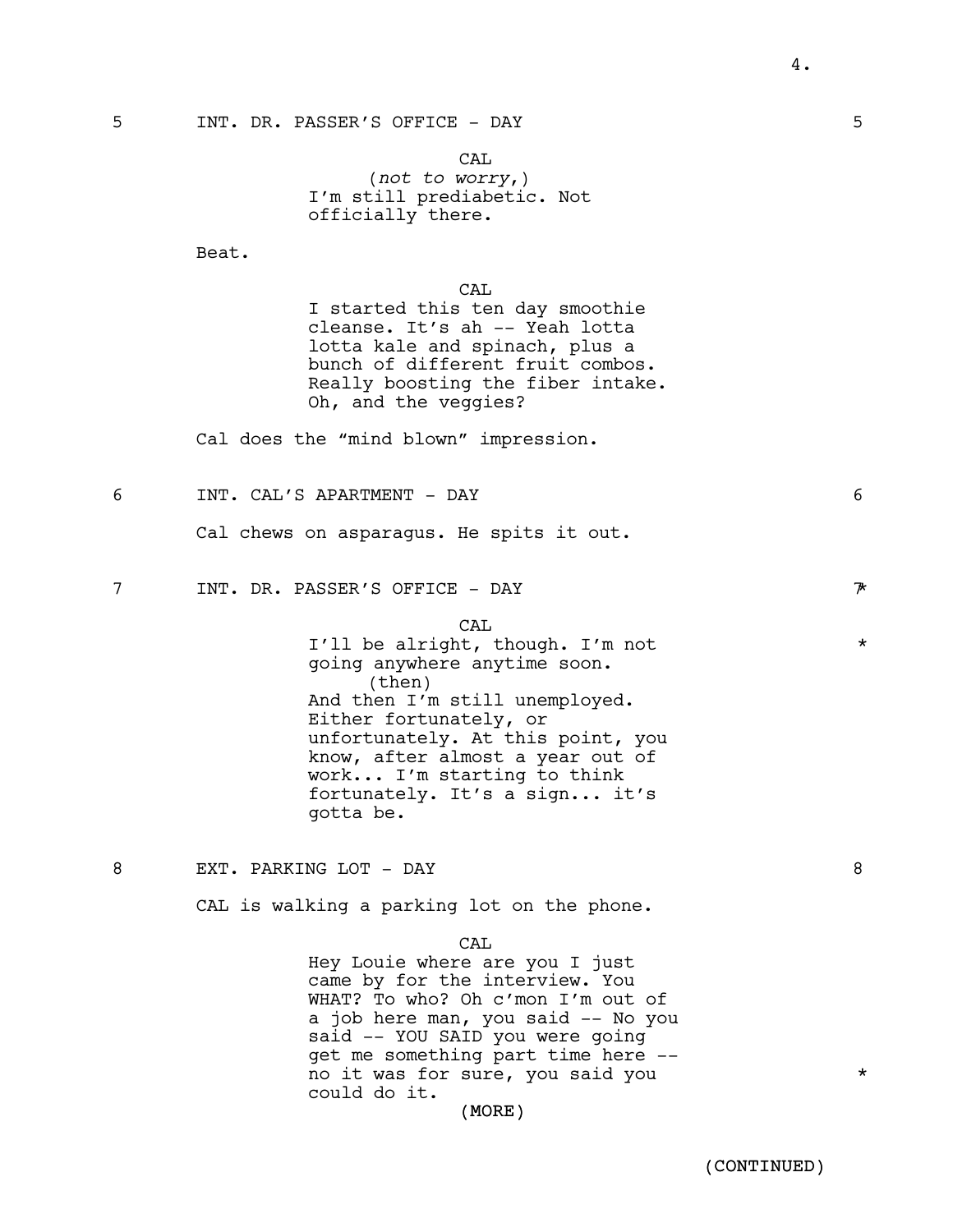5 INT. DR. PASSER'S OFFICE - DAY 5

CAL
(*not to worry*,)
I'm still prediabetic. Not officially there.

Beat.

CAL
I started this ten day smoothie cleanse. It's ah -- Yeah lotta lotta kale and spinach, plus a bunch of different fruit combos. Really boosting the fiber intake. Oh, and the veggies?

Cal does the "mind blown" impression.

6 INT. CAL'S APARTMENT - DAY 6

Cal chews on asparagus. He spits it out.

7 INT. DR. PASSER'S OFFICE - DAY 7*

CAL
I'll be alright, though. I'm not going anywhere anytime soon. *
(then)
And then I'm still unemployed. Either fortunately, or unfortunately. At this point, you know, after almost a year out of work... I'm starting to think fortunately. It's a sign... it's gotta be.

8 EXT. PARKING LOT - DAY 8

CAL is walking a parking lot on the phone.

CAL
Hey Louie where are you I just came by for the interview. You WHAT? To who? Oh c'mon I'm out of a job here man, you said -- No you said -- YOU SAID you were going get me something part time here -- no it was for sure, you said you could do it. *
(MORE)

(CONTINUED)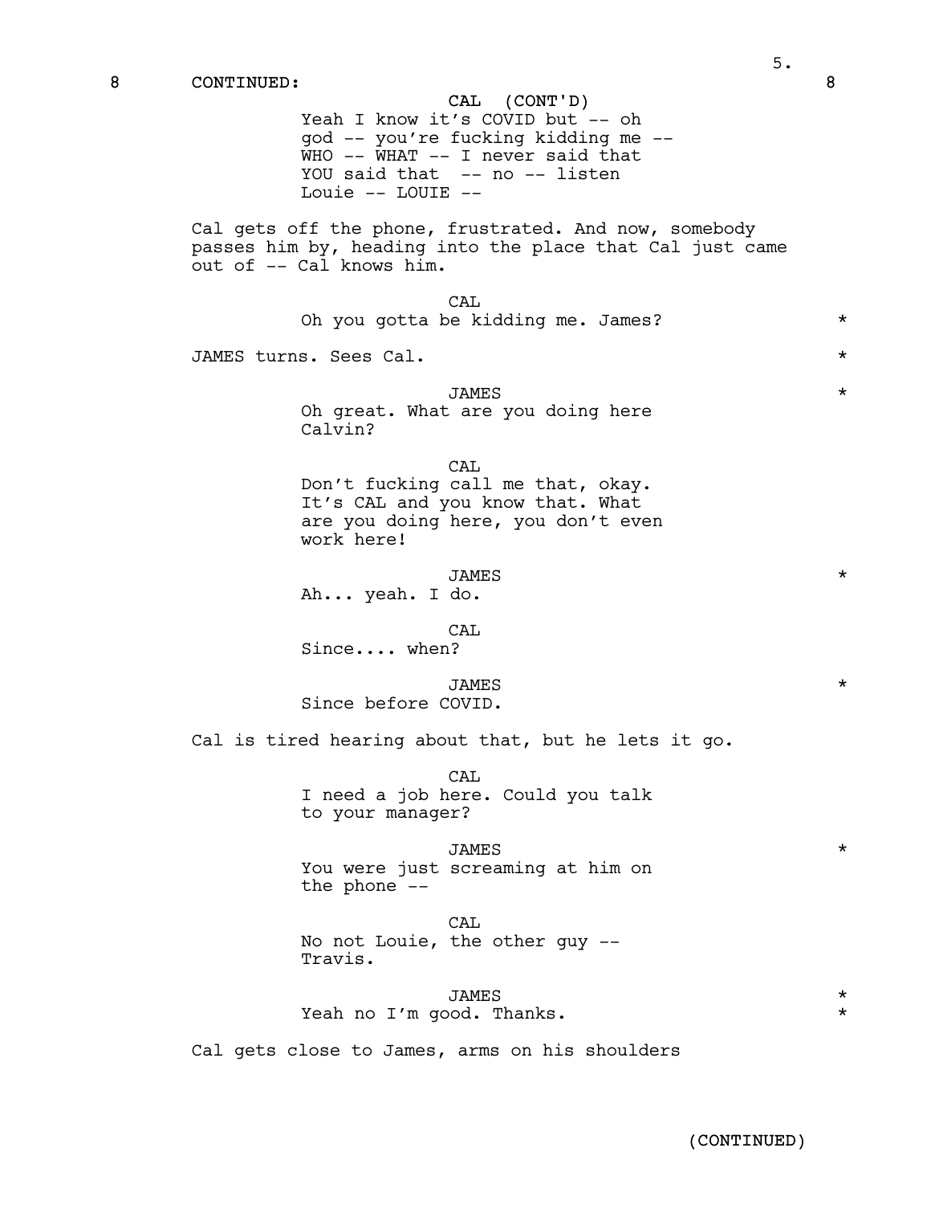8 CONTINUED: 8

CAL (CONT'D)
Yeah I know it's COVID but -- oh god -- you're fucking kidding me -- WHO -- WHAT -- I never said that YOU said that -- no -- listen Louie -- LOUIE --

Cal gets off the phone, frustrated. And now, somebody passes him by, heading into the place that Cal just came out of -- Cal knows him.

CAL
Oh you gotta be kidding me. James? *

JAMES turns. Sees Cal. *

JAMES *
Oh great. What are you doing here Calvin?

CAL
Don't fucking call me that, okay. It's CAL and you know that. What are you doing here, you don't even work here!

JAMES *
Ah... yeah. I do.

CAL
Since.... when?

JAMES *
Since before COVID.

Cal is tired hearing about that, but he lets it go.

CAL
I need a job here. Could you talk to your manager?

JAMES *
You were just screaming at him on the phone --

CAL
No not Louie, the other guy -- Travis.

JAMES *
Yeah no I'm good. Thanks. *

Cal gets close to James, arms on his shoulders

(CONTINUED)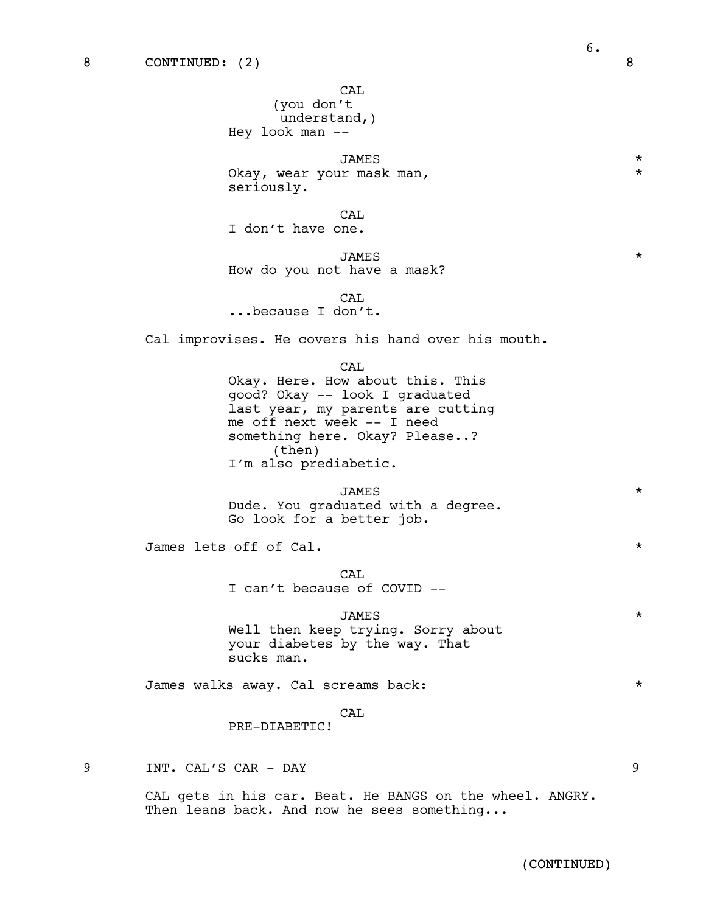8 CONTINUED: (2) 8

CAL
(you don't understand,)
Hey look man --

JAMES *
Okay, wear your mask man, *
seriously.

CAL
I don't have one.

JAMES *
How do you not have a mask?

CAL
...because I don't.

Cal improvises. He covers his hand over his mouth.

CAL
Okay. Here. How about this. This good? Okay -- look I graduated last year, my parents are cutting me off next week -- I need something here. Okay? Please..?
(then)
I'm also prediabetic.

JAMES *
Dude. You graduated with a degree. Go look for a better job.

James lets off of Cal. *

CAL
I can't because of COVID --

JAMES *
Well then keep trying. Sorry about your diabetes by the way. That sucks man.

James walks away. Cal screams back: *

CAL
PRE-DIABETIC!

9 INT. CAL'S CAR - DAY 9

CAL gets in his car. Beat. He BANGS on the wheel. ANGRY. Then leans back. And now he sees something...

(CONTINUED)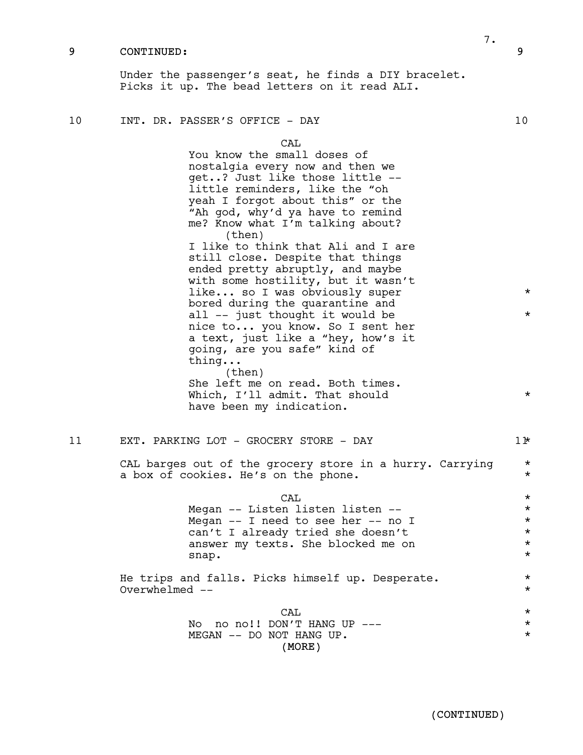9 CONTINUED: 9

Under the passenger's seat, he finds a DIY bracelet. Picks it up. The bead letters on it read ALI.

## 10 INT. DR. PASSER'S OFFICE - DAY 10

CAL

You know the small doses of nostalgia every now and then we get..? Just like those little -- little reminders, like the "oh yeah I forgot about this" or the "Ah god, why'd ya have to remind me? Know what I'm talking about?

(then)

I like to think that Ali and I are still close. Despite that things ended pretty abruptly, and maybe with some hostility, but it wasn't like... so I was obviously super bored during the quarantine and all -- just thought it would be nice to... you know. So I sent her a text, just like a "hey, how's it going, are you safe" kind of thing...

(then)

She left me on read. Both times. Which, I'll admit. That should have been my indication.

## 11 EXT. PARKING LOT - GROCERY STORE - DAY 11

CAL barges out of the grocery store in a hurry. Carrying a box of cookies. He's on the phone.

CAL

Megan -- Listen listen listen -- Megan -- I need to see her -- no I can't I already tried she doesn't answer my texts. She blocked me on snap.

He trips and falls. Picks himself up. Desperate. Overwhelmed --

CAL

No no no!! DON'T HANG UP --- MEGAN -- DO NOT HANG UP.

(MORE)

(CONTINUED)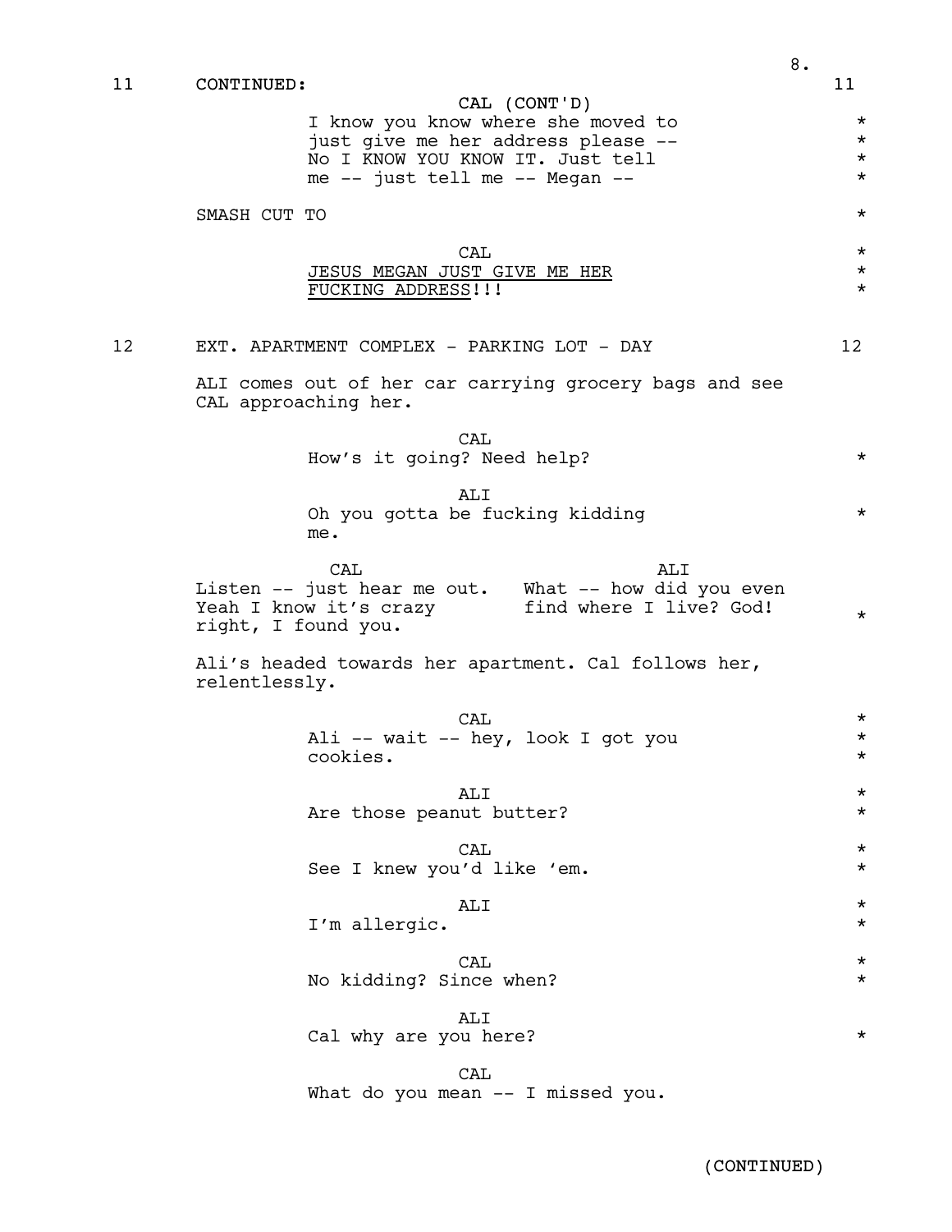11 CONTINUED: 11

CAL (CONT'D)
I know you know where she moved to just give me her address please -- No I KNOW YOU KNOW IT. Just tell me -- just tell me -- Megan --

SMASH CUT TO

CAL
<u>JESUS MEGAN JUST GIVE ME HER FUCKING ADDRESS</u>!!!

12 EXT. APARTMENT COMPLEX - PARKING LOT - DAY 12

ALI comes out of her car carrying grocery bags and see CAL approaching her.

CAL
How's it going? Need help?

ALI
Oh you gotta be fucking kidding me.

CAL
Listen -- just hear me out. Yeah I know it's crazy right, I found you.

ALI
What -- how did you even find where I live? God!

Ali's headed towards her apartment. Cal follows her, relentlessly.

CAL
Ali -- wait -- hey, look I got you cookies.

ALI
Are those peanut butter?

CAL
See I knew you'd like 'em.

ALI
I'm allergic.

CAL
No kidding? Since when?

ALI
Cal why are you here?

CAL
What do you mean -- I missed you.

(CONTINUED)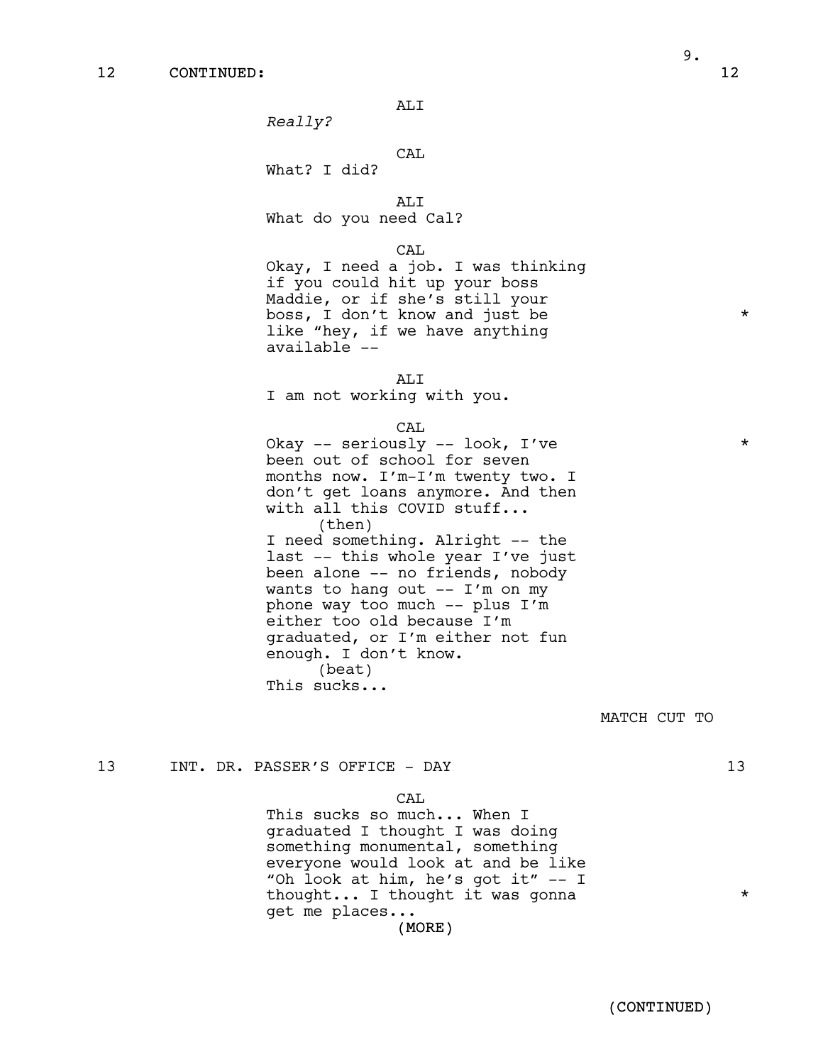12 CONTINUED: 12

ALI

*Really?*

CAL

What? I did?

ALI

What do you need Cal?

CAL

Okay, I need a job. I was thinking if you could hit up your boss Maddie, or if she's still your boss, I don't know and just be like "hey, if we have anything available -- *

ALI

I am not working with you.

CAL

Okay -- seriously -- look, I've been out of school for seven months now. I'm-I'm twenty two. I don't get loans anymore. And then with all this COVID stuff... *

(then)

I need something. Alright -- the last -- this whole year I've just been alone -- no friends, nobody wants to hang out -- I'm on my phone way too much -- plus I'm either too old because I'm graduated, or I'm either not fun enough. I don't know.

(beat)

This sucks...

MATCH CUT TO

13 INT. DR. PASSER'S OFFICE - DAY 13

CAL

This sucks so much... When I graduated I thought I was doing something monumental, something everyone would look at and be like "Oh look at him, he's got it" -- I thought... I thought it was gonna get me places... *

(MORE)

(CONTINUED)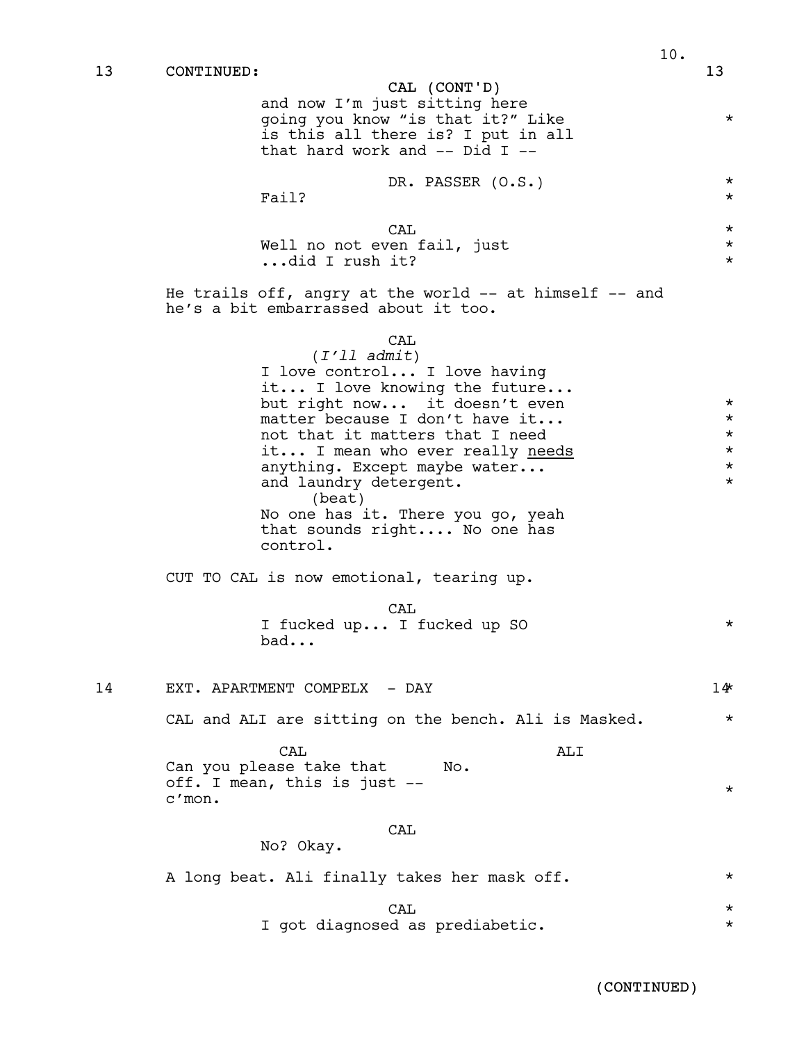13 CONTINUED: 13

CAL (CONT'D)
and now I'm just sitting here going you know "is that it?" Like is this all there is? I put in all that hard work and -- Did I --

DR. PASSER (O.S.)
Fail?

CAL
Well no not even fail, just ...did I rush it?

He trails off, angry at the world -- at himself -- and he's a bit embarrassed about it too.

CAL
(*I'll admit*)
I love control... I love having it... I love knowing the future... but right now... it doesn't even matter because I don't have it... not that it matters that I need it... I mean who ever really <u>needs</u> anything. Except maybe water... and laundry detergent.
(beat)
No one has it. There you go, yeah that sounds right.... No one has control.

CUT TO CAL is now emotional, tearing up.

CAL
I fucked up... I fucked up SO bad...

14 EXT. APARTMENT COMPELX - DAY 14

CAL and ALI are sitting on the bench. Ali is Masked.

CAL
Can you please take that off. I mean, this is just -- c'mon.

ALI
No.

CAL
No? Okay.

A long beat. Ali finally takes her mask off.

CAL
I got diagnosed as prediabetic.

(CONTINUED)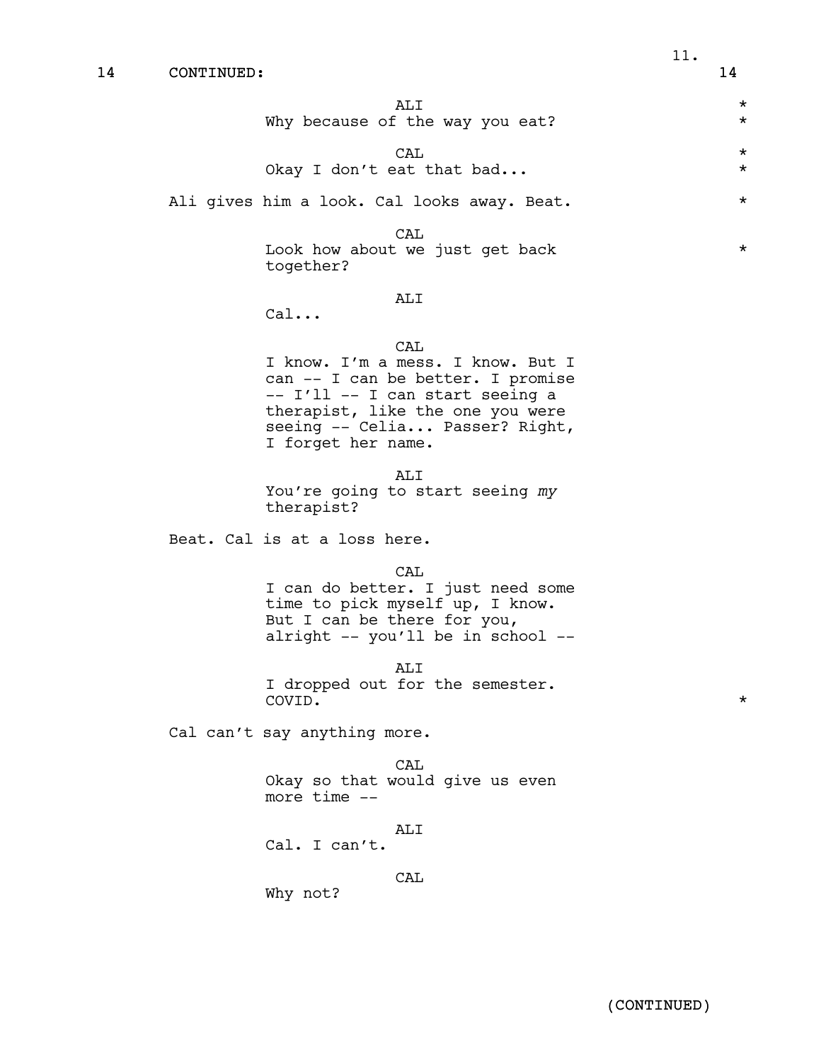14 CONTINUED: 14

ALI
Why because of the way you eat?

CAL
Okay I don't eat that bad...

Ali gives him a look. Cal looks away. Beat.

CAL
Look how about we just get back together?

ALI
Cal...

CAL
I know. I'm a mess. I know. But I can -- I can be better. I promise -- I'll -- I can start seeing a therapist, like the one you were seeing -- Celia... Passer? Right, I forget her name.

ALI
You're going to start seeing *my* therapist?

Beat. Cal is at a loss here.

CAL
I can do better. I just need some time to pick myself up, I know. But I can be there for you, alright -- you'll be in school --

ALI
I dropped out for the semester. COVID.

Cal can't say anything more.

CAL
Okay so that would give us even more time --

ALI
Cal. I can't.

CAL
Why not?

(CONTINUED)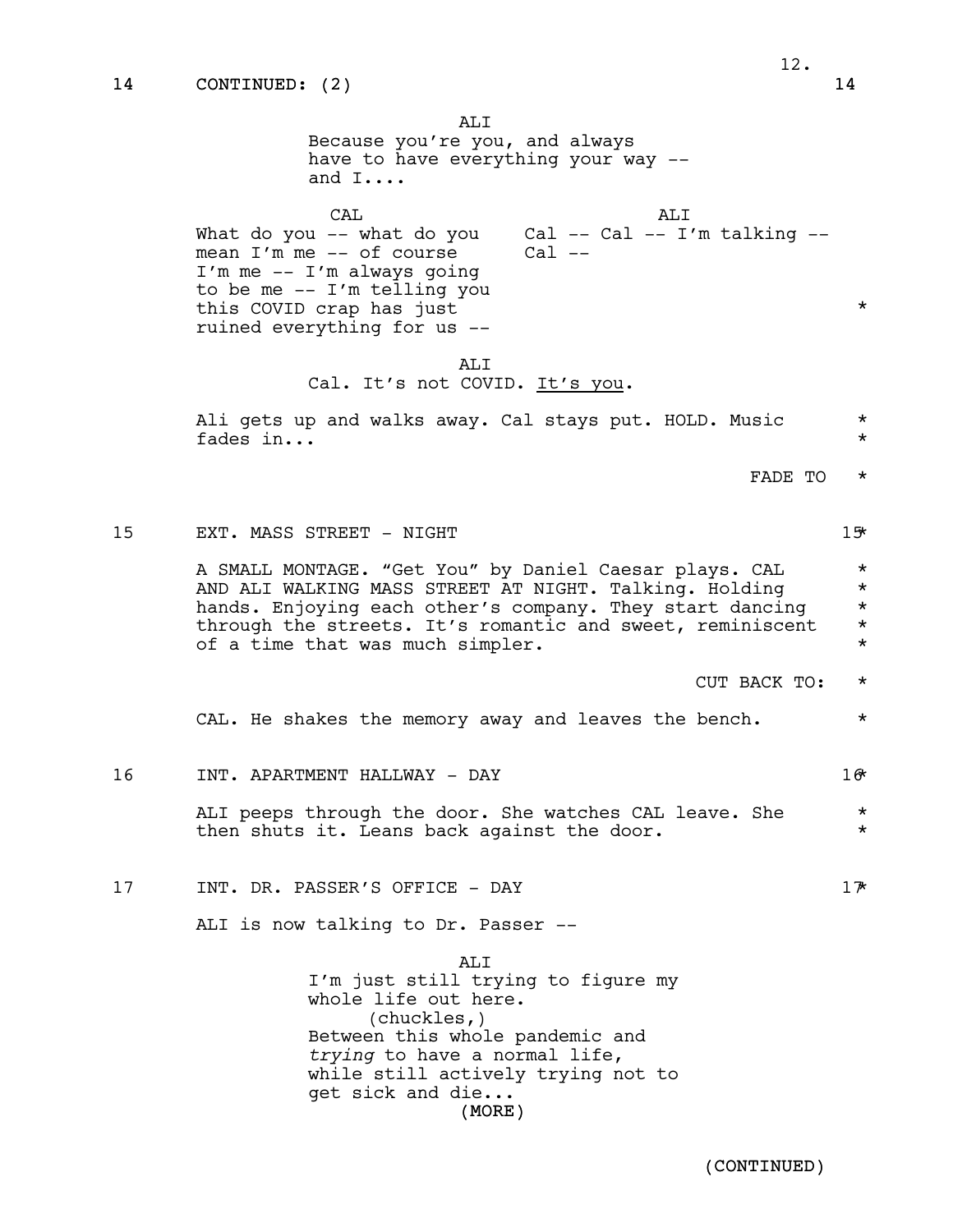14 CONTINUED: (2) 14

ALI
Because you're you, and always have to have everything your way -- and I....

CAL
What do you -- what do you mean I'm me -- of course I'm me -- I'm always going to be me -- I'm telling you this COVID crap has just ruined everything for us -- *

ALI
Cal -- Cal -- I'm talking -- Cal --

ALI
Cal. It's not COVID. It's you.

Ali gets up and walks away. Cal stays put. HOLD. Music fades in... *

FADE TO *

15 EXT. MASS STREET - NIGHT 15*

A SMALL MONTAGE. "Get You" by Daniel Caesar plays. CAL AND ALI WALKING MASS STREET AT NIGHT. Talking. Holding hands. Enjoying each other's company. They start dancing through the streets. It's romantic and sweet, reminiscent of a time that was much simpler. *

CUT BACK TO: *

CAL. He shakes the memory away and leaves the bench. *

16 INT. APARTMENT HALLWAY - DAY 16*

ALI peeps through the door. She watches CAL leave. She then shuts it. Leans back against the door. *

17 INT. DR. PASSER'S OFFICE - DAY 17*

ALI is now talking to Dr. Passer --

ALI
I'm just still trying to figure my whole life out here.
(chuckles,)
Between this whole pandemic and *trying* to have a normal life, while still actively trying not to get sick and die...
(MORE)

(CONTINUED)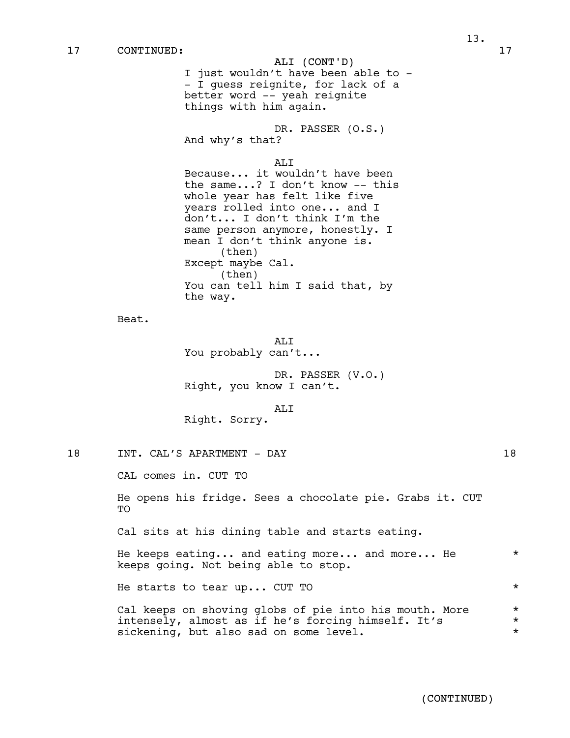17 CONTINUED: 17

ALI (CONT'D)
I just wouldn't have been able to -
- I guess reignite, for lack of a
better word -- yeah reignite
things with him again.

DR. PASSER (O.S.)
And why's that?

ALI
Because... it wouldn't have been
the same...? I don't know -- this
whole year has felt like five
years rolled into one... and I
don't... I don't think I'm the
same person anymore, honestly. I
mean I don't think anyone is.
(then)
Except maybe Cal.
(then)
You can tell him I said that, by
the way.

Beat.

ALI
You probably can't...

DR. PASSER (V.O.)
Right, you know I can't.

ALI
Right. Sorry.

18 INT. CAL'S APARTMENT - DAY 18

CAL comes in. CUT TO

He opens his fridge. Sees a chocolate pie. Grabs it. CUT TO

Cal sits at his dining table and starts eating.

He keeps eating... and eating more... and more... He keeps going. Not being able to stop. *

He starts to tear up... CUT TO *

Cal keeps on shoving globs of pie into his mouth. More intensely, almost as if he's forcing himself. It's sickening, but also sad on some level. *

(CONTINUED)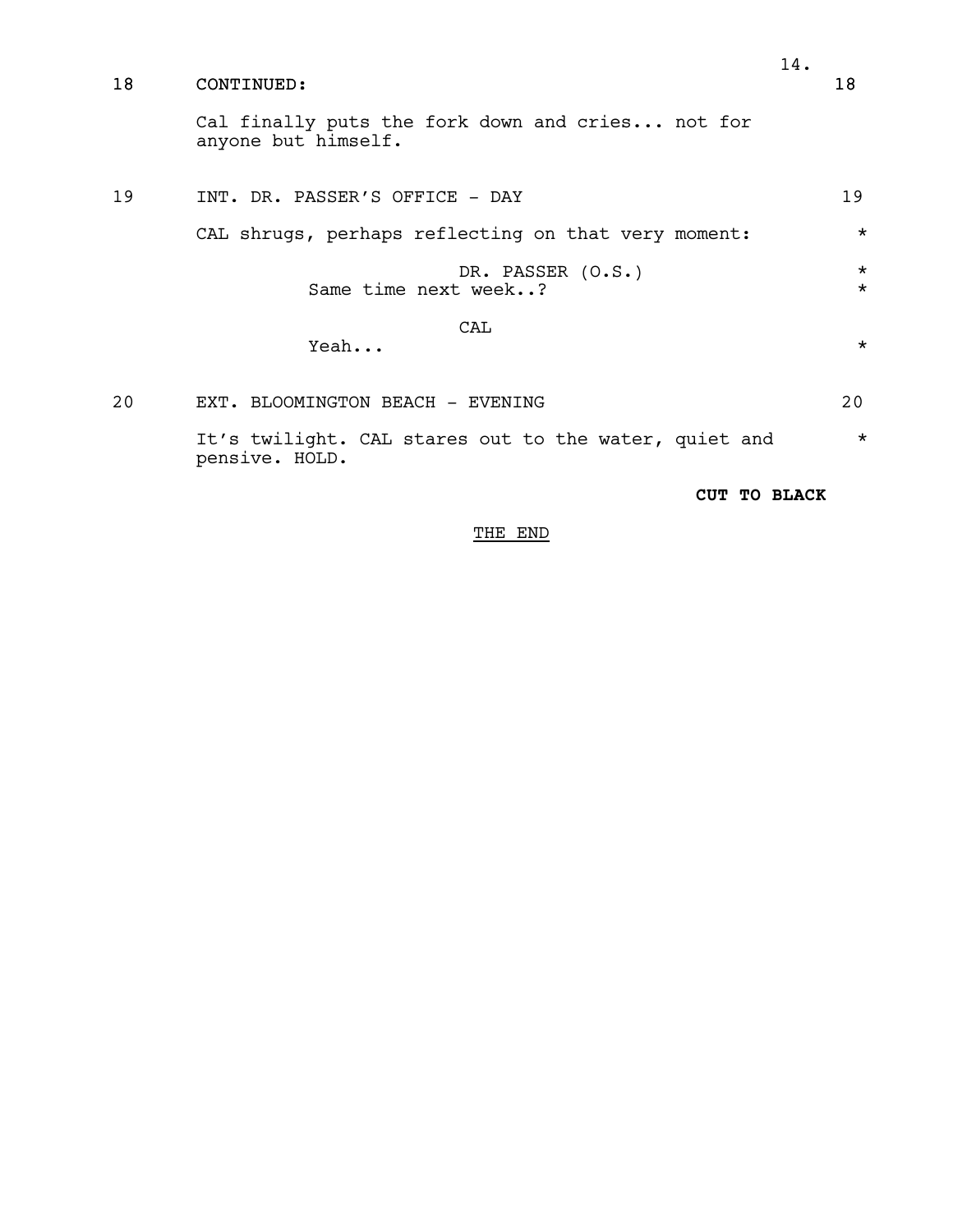18 CONTINUED: 18

Cal finally puts the fork down and cries... not for anyone but himself.

19 INT. DR. PASSER'S OFFICE - DAY 19

CAL shrugs, perhaps reflecting on that very moment: *

DR. PASSER (O.S.) *

Same time next week..? *

CAL

Yeah... *

20 EXT. BLOOMINGTON BEACH - EVENING 20

It's twilight. CAL stares out to the water, quiet and pensive. HOLD. *

**CUT TO BLACK**

<u>THE END</u>